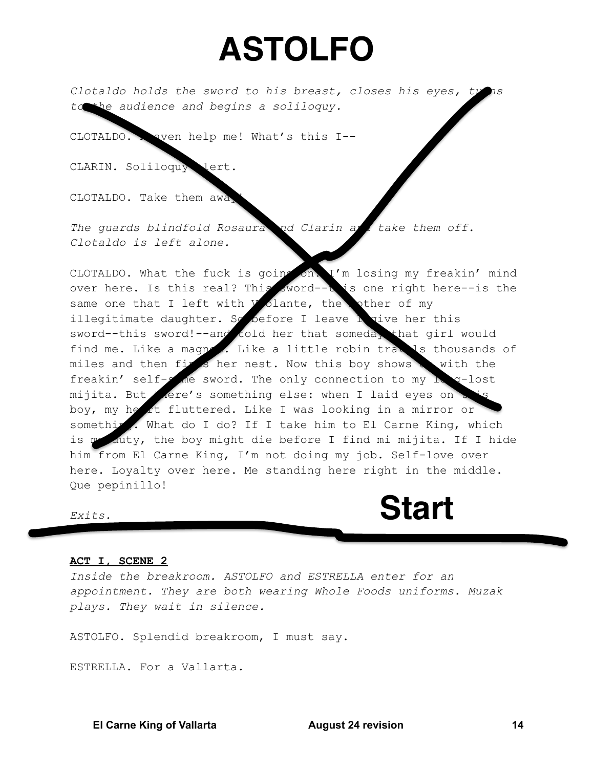# ASTOLFO

*Clotaldo holds the sword to his breast, closes his eyes, turns to the audience and begins a soliloquy.*

CLOTALDO. Heaven help me! What's this I--

CLARIN. Soliloquy alert.

CLOTALDO. Take them away!

*The guards blindfold Rosaura and Clarin and take them off. Clotaldo is left alone.*

CLOTALDO. What the fuck is going on. I'm losing my freakin' mind over here. Is this real? This sword--this one right here--is the same one that I left with Violante, the mother of my illegitimate daughter. So before I leave I give her this sword--this sword!--and told her that someday that girl would find me. Like a magnet. Like a little robin travels thousands of miles and then finds her nest. Now this boy shows up with the freakin' self-same sword. The only connection to my long-lost mijita. But there's something else: when I laid eyes on this boy, my heart fluttered. Like I was looking in a mirror or something. What do I do? If I take him to El Carne King, which is my duty, the boy might die before I find mi mijita. If I hide him from El Carne King, I'm not doing my job. Self-love over here. Loyalty over here. Me standing here right in the middle. Que pepinillo!

*Exits.*

**Start**

---

**ACT I, SCENE 2**

*Inside the breakroom. ASTOLFO and ESTRELLA enter for an appointment. They are both wearing Whole Foods uniforms. Muzak plays. They wait in silence.*

ASTOLFO. Splendid breakroom, I must say.

ESTRELLA. For a Vallarta.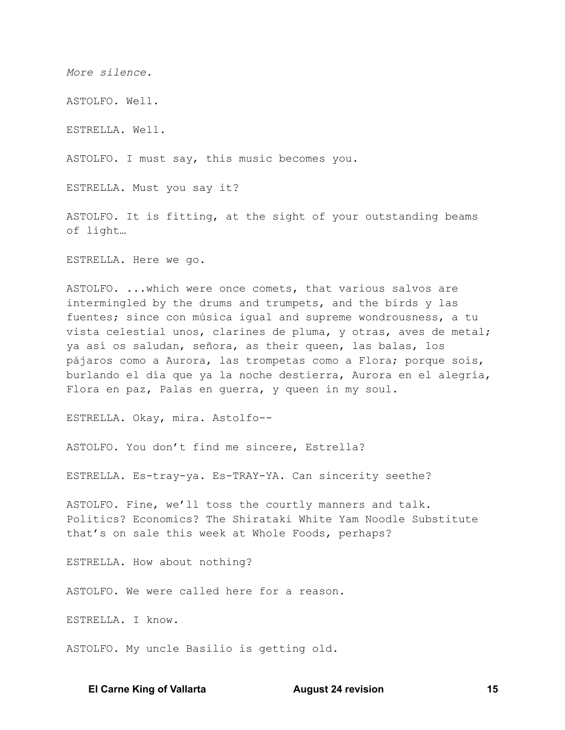*More silence.*

ASTOLFO. Well.

ESTRELLA. Well.

ASTOLFO. I must say, this music becomes you.

ESTRELLA. Must you say it?

ASTOLFO. It is fitting, at the sight of your outstanding beams of light…

ESTRELLA. Here we go.

ASTOLFO. ...which were once comets, that various salvos are intermingled by the drums and trumpets, and the birds y las fuentes; since con música igual and supreme wondrousness, a tu vista celestial unos, clarines de pluma, y otras, aves de metal; ya así os saludan, señora, as their queen, las balas, los pájaros como a Aurora, las trompetas como a Flora; porque sois, burlando el día que ya la noche destierra, Aurora en el alegría, Flora en paz, Palas en guerra, y queen in my soul.

ESTRELLA. Okay, mira. Astolfo--

ASTOLFO. You don't find me sincere, Estrella?

ESTRELLA. Es-tray-ya. Es-TRAY-YA. Can sincerity seethe?

ASTOLFO. Fine, we'll toss the courtly manners and talk. Politics? Economics? The Shirataki White Yam Noodle Substitute that's on sale this week at Whole Foods, perhaps?

ESTRELLA. How about nothing?

ASTOLFO. We were called here for a reason.

ESTRELLA. I know.

ASTOLFO. My uncle Basilio is getting old.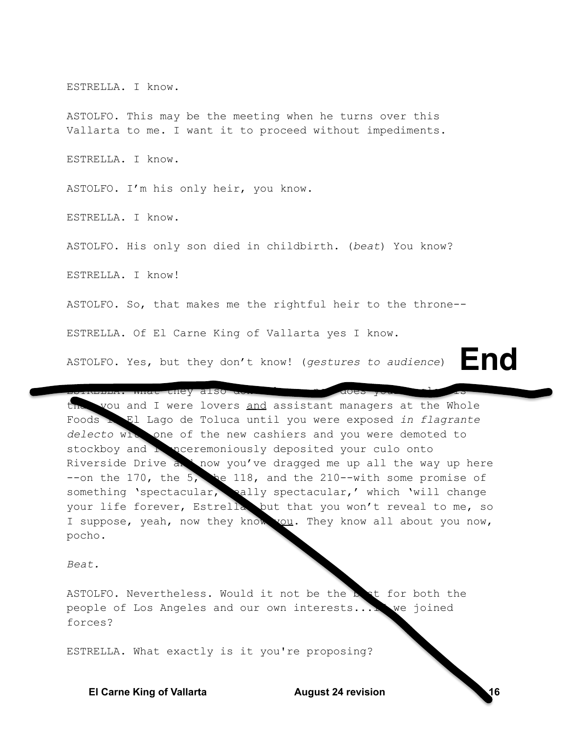ESTRELLA. I know.

ASTOLFO. This may be the meeting when he turns over this Vallarta to me. I want it to proceed without impediments.

ESTRELLA. I know.

ASTOLFO. I'm his only heir, you know.

ESTRELLA. I know.

ASTOLFO. His only son died in childbirth. (*beat*) You know?

ESTRELLA. I know!

ASTOLFO. So, that makes me the rightful heir to the throne--

ESTRELLA. Of El Carne King of Vallarta yes I know.

ASTOLFO. Yes, but they don't know! (*gestures to audience*) **End**

ESTRELLA. What they also don't know and neither does your uncle is that you and I were lovers <u>and</u> assistant managers at the Whole Foods in El Lago de Toluca until you were exposed *in flagrante delecto* with one of the new cashiers and you were demoted to stockboy and I unceremoniously deposited your culo onto Riverside Drive and now you've dragged me up all the way up here --on the 170, the 5, the 118, and the 210--with some promise of something 'spectacular, really spectacular,' which 'will change your life forever, Estrella' but that you won't reveal to me, so I suppose, yeah, now they know <u>you</u>. They know all about you now, pocho.

*Beat.*

ASTOLFO. Nevertheless. Would it not be the best for both the people of Los Angeles and our own interests... if we joined forces?

ESTRELLA. What exactly is it you're proposing?